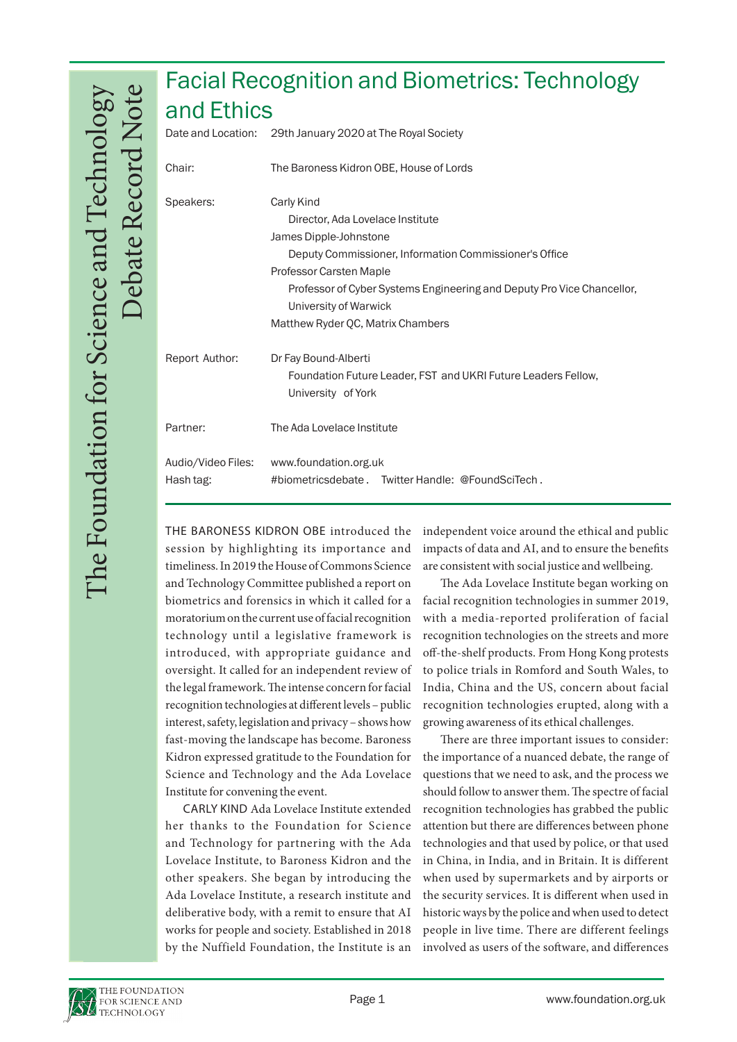# Facial Recognition and Biometrics: Technology and Ethics

Date and Location: 29th January 2020 at The Royal Society

Chair: The Baroness Kidron OBE, House of Lords

Speakers:
Carly Kind
Director, Ada Lovelace Institute
James Dipple-Johnstone
Deputy Commissioner, Information Commissioner's Office
Professor Carsten Maple
Professor of Cyber Systems Engineering and Deputy Pro Vice Chancellor, University of Warwick
Matthew Ryder QC, Matrix Chambers

Report Author: Dr Fay Bound-Alberti
Foundation Future Leader, FST and UKRI Future Leaders Fellow, University of York

Partner: The Ada Lovelace Institute

Audio/Video Files: www.foundation.org.uk
Hash tag: #biometricsdebate. Twitter Handle: @FoundSciTech.

THE BARONESS KIDRON OBE introduced the session by highlighting its importance and timeliness. In 2019 the House of Commons Science and Technology Committee published a report on biometrics and forensics in which it called for a moratorium on the current use of facial recognition technology until a legislative framework is introduced, with appropriate guidance and oversight. It called for an independent review of the legal framework. The intense concern for facial recognition technologies at different levels – public interest, safety, legislation and privacy – shows how fast-moving the landscape has become. Baroness Kidron expressed gratitude to the Foundation for Science and Technology and the Ada Lovelace Institute for convening the event.

CARLY KIND Ada Lovelace Institute extended her thanks to the Foundation for Science and Technology for partnering with the Ada Lovelace Institute, to Baroness Kidron and the other speakers. She began by introducing the Ada Lovelace Institute, a research institute and deliberative body, with a remit to ensure that AI works for people and society. Established in 2018 by the Nuffield Foundation, the Institute is an independent voice around the ethical and public impacts of data and AI, and to ensure the benefits are consistent with social justice and wellbeing.

The Ada Lovelace Institute began working on facial recognition technologies in summer 2019, with a media-reported proliferation of facial recognition technologies on the streets and more off-the-shelf products. From Hong Kong protests to police trials in Romford and South Wales, to India, China and the US, concern about facial recognition technologies erupted, along with a growing awareness of its ethical challenges.

There are three important issues to consider: the importance of a nuanced debate, the range of questions that we need to ask, and the process we should follow to answer them. The spectre of facial recognition technologies has grabbed the public attention but there are differences between phone technologies and that used by police, or that used in China, in India, and in Britain. It is different when used by supermarkets and by airports or the security services. It is different when used in historic ways by the police and when used to detect people in live time. There are different feelings involved as users of the software, and differences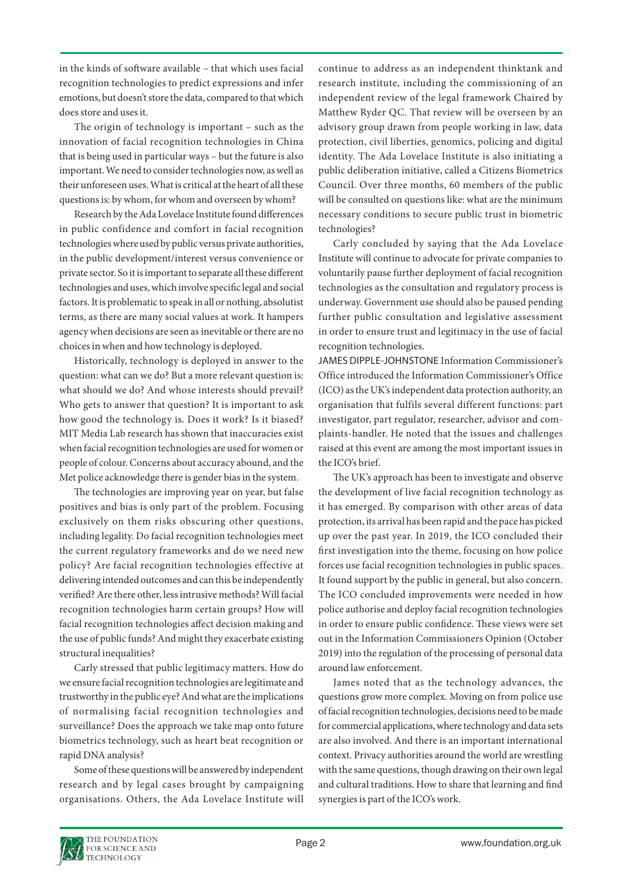in the kinds of software available – that which uses facial recognition technologies to predict expressions and infer emotions, but doesn't store the data, compared to that which does store and uses it.

The origin of technology is important – such as the innovation of facial recognition technologies in China that is being used in particular ways – but the future is also important. We need to consider technologies now, as well as their unforeseen uses. What is critical at the heart of all these questions is: by whom, for whom and overseen by whom?

Research by the Ada Lovelace Institute found differences in public confidence and comfort in facial recognition technologies where used by public versus private authorities, in the public development/interest versus convenience or private sector. So it is important to separate all these different technologies and uses, which involve specific legal and social factors. It is problematic to speak in all or nothing, absolutist terms, as there are many social values at work. It hampers agency when decisions are seen as inevitable or there are no choices in when and how technology is deployed.

Historically, technology is deployed in answer to the question: what can we do? But a more relevant question is: what should we do? And whose interests should prevail? Who gets to answer that question? It is important to ask how good the technology is. Does it work? Is it biased? MIT Media Lab research has shown that inaccuracies exist when facial recognition technologies are used for women or people of colour. Concerns about accuracy abound, and the Met police acknowledge there is gender bias in the system.

The technologies are improving year on year, but false positives and bias is only part of the problem. Focusing exclusively on them risks obscuring other questions, including legality. Do facial recognition technologies meet the current regulatory frameworks and do we need new policy? Are facial recognition technologies effective at delivering intended outcomes and can this be independently verified? Are there other, less intrusive methods? Will facial recognition technologies harm certain groups? How will facial recognition technologies affect decision making and the use of public funds? And might they exacerbate existing structural inequalities?

Carly stressed that public legitimacy matters. How do we ensure facial recognition technologies are legitimate and trustworthy in the public eye? And what are the implications of normalising facial recognition technologies and surveillance? Does the approach we take map onto future biometrics technology, such as heart beat recognition or rapid DNA analysis?

Some of these questions will be answered by independent research and by legal cases brought by campaigning organisations. Others, the Ada Lovelace Institute will continue to address as an independent thinktank and research institute, including the commissioning of an independent review of the legal framework Chaired by Matthew Ryder QC. That review will be overseen by an advisory group drawn from people working in law, data protection, civil liberties, genomics, policing and digital identity. The Ada Lovelace Institute is also initiating a public deliberation initiative, called a Citizens Biometrics Council. Over three months, 60 members of the public will be consulted on questions like: what are the minimum necessary conditions to secure public trust in biometric technologies?

Carly concluded by saying that the Ada Lovelace Institute will continue to advocate for private companies to voluntarily pause further deployment of facial recognition technologies as the consultation and regulatory process is underway. Government use should also be paused pending further public consultation and legislative assessment in order to ensure trust and legitimacy in the use of facial recognition technologies.

JAMES DIPPLE-JOHNSTONE Information Commissioner's Office introduced the Information Commissioner's Office (ICO) as the UK's independent data protection authority, an organisation that fulfils several different functions: part investigator, part regulator, researcher, advisor and complaints-handler. He noted that the issues and challenges raised at this event are among the most important issues in the ICO's brief.

The UK's approach has been to investigate and observe the development of live facial recognition technology as it has emerged. By comparison with other areas of data protection, its arrival has been rapid and the pace has picked up over the past year. In 2019, the ICO concluded their first investigation into the theme, focusing on how police forces use facial recognition technologies in public spaces. It found support by the public in general, but also concern. The ICO concluded improvements were needed in how police authorise and deploy facial recognition technologies in order to ensure public confidence. These views were set out in the Information Commissioners Opinion (October 2019) into the regulation of the processing of personal data around law enforcement.

James noted that as the technology advances, the questions grow more complex. Moving on from police use of facial recognition technologies, decisions need to be made for commercial applications, where technology and data sets are also involved. And there is an important international context. Privacy authorities around the world are wrestling with the same questions, though drawing on their own legal and cultural traditions. How to share that learning and find synergies is part of the ICO's work.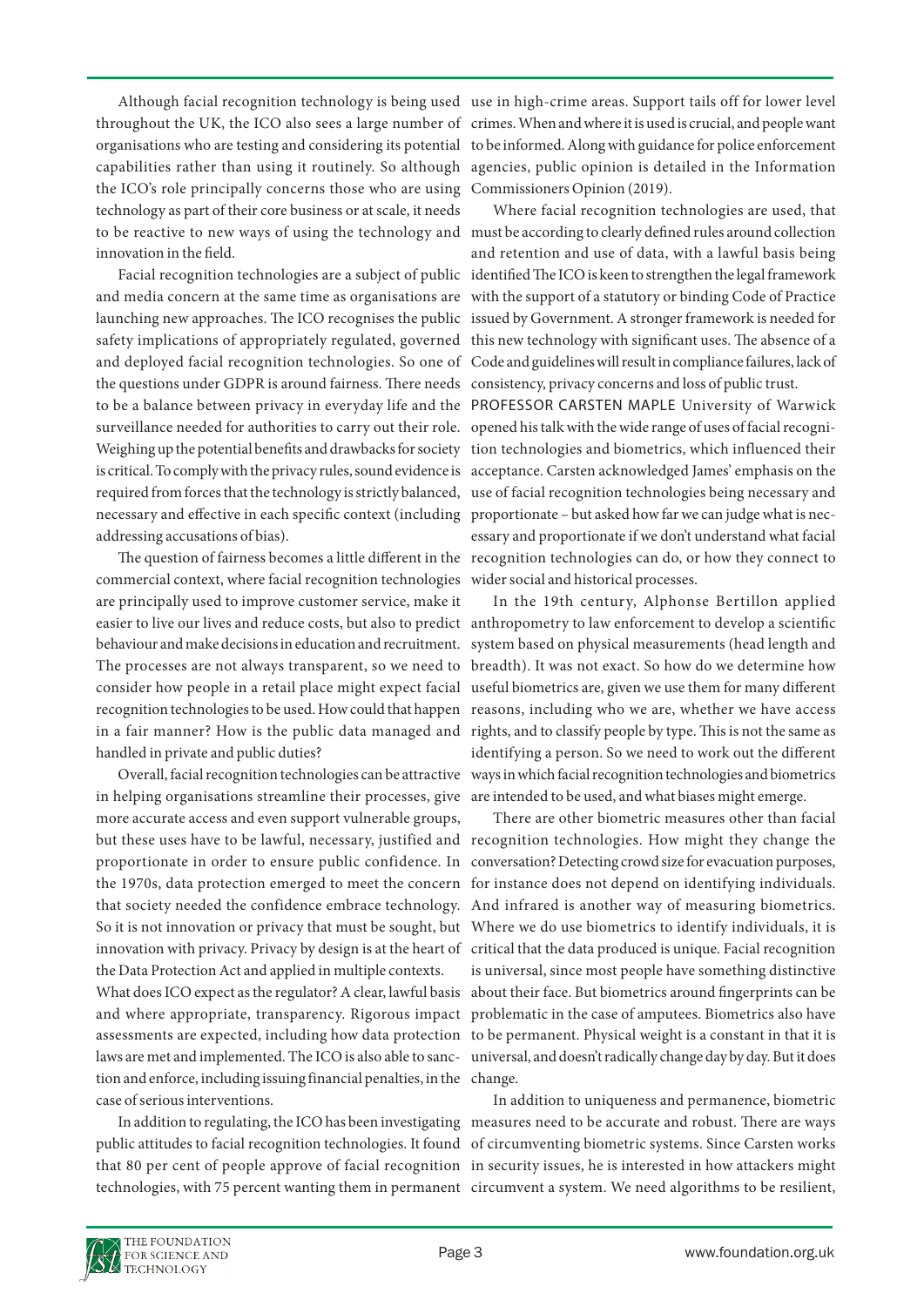Although facial recognition technology is being used throughout the UK, the ICO also sees a large number of organisations who are testing and considering its potential capabilities rather than using it routinely. So although the ICO's role principally concerns those who are using technology as part of their core business or at scale, it needs to be reactive to new ways of using the technology and innovation in the field.

Facial recognition technologies are a subject of public and media concern at the same time as organisations are launching new approaches. The ICO recognises the public safety implications of appropriately regulated, governed and deployed facial recognition technologies. So one of the questions under GDPR is around fairness. There needs to be a balance between privacy in everyday life and the surveillance needed for authorities to carry out their role. Weighing up the potential benefits and drawbacks for society is critical. To comply with the privacy rules, sound evidence is required from forces that the technology is strictly balanced, necessary and effective in each specific context (including addressing accusations of bias).

The question of fairness becomes a little different in the commercial context, where facial recognition technologies are principally used to improve customer service, make it easier to live our lives and reduce costs, but also to predict behaviour and make decisions in education and recruitment. The processes are not always transparent, so we need to consider how people in a retail place might expect facial recognition technologies to be used. How could that happen in a fair manner? How is the public data managed and handled in private and public duties?

Overall, facial recognition technologies can be attractive in helping organisations streamline their processes, give more accurate access and even support vulnerable groups, but these uses have to be lawful, necessary, justified and proportionate in order to ensure public confidence. In the 1970s, data protection emerged to meet the concern that society needed the confidence embrace technology. So it is not innovation or privacy that must be sought, but innovation with privacy. Privacy by design is at the heart of the Data Protection Act and applied in multiple contexts.

What does ICO expect as the regulator? A clear, lawful basis and where appropriate, transparency. Rigorous impact assessments are expected, including how data protection laws are met and implemented. The ICO is also able to sanction and enforce, including issuing financial penalties, in the case of serious interventions.

In addition to regulating, the ICO has been investigating public attitudes to facial recognition technologies. It found that 80 per cent of people approve of facial recognition technologies, with 75 percent wanting them in permanent use in high-crime areas. Support tails off for lower level crimes. When and where it is used is crucial, and people want to be informed. Along with guidance for police enforcement agencies, public opinion is detailed in the Information Commissioners Opinion (2019).

Where facial recognition technologies are used, that must be according to clearly defined rules around collection and retention and use of data, with a lawful basis being identified The ICO is keen to strengthen the legal framework with the support of a statutory or binding Code of Practice issued by Government. A stronger framework is needed for this new technology with significant uses. The absence of a Code and guidelines will result in compliance failures, lack of consistency, privacy concerns and loss of public trust.

PROFESSOR CARSTEN MAPLE University of Warwick opened his talk with the wide range of uses of facial recognition technologies and biometrics, which influenced their acceptance. Carsten acknowledged James' emphasis on the use of facial recognition technologies being necessary and proportionate – but asked how far we can judge what is necessary and proportionate if we don't understand what facial recognition technologies can do, or how they connect to wider social and historical processes.

In the 19th century, Alphonse Bertillon applied anthropometry to law enforcement to develop a scientific system based on physical measurements (head length and breadth). It was not exact. So how do we determine how useful biometrics are, given we use them for many different reasons, including who we are, whether we have access rights, and to classify people by type. This is not the same as identifying a person. So we need to work out the different ways in which facial recognition technologies and biometrics are intended to be used, and what biases might emerge.

There are other biometric measures other than facial recognition technologies. How might they change the conversation? Detecting crowd size for evacuation purposes, for instance does not depend on identifying individuals. And infrared is another way of measuring biometrics. Where we do use biometrics to identify individuals, it is critical that the data produced is unique. Facial recognition is universal, since most people have something distinctive about their face. But biometrics around fingerprints can be problematic in the case of amputees. Biometrics also have to be permanent. Physical weight is a constant in that it is universal, and doesn't radically change day by day. But it does change.

In addition to uniqueness and permanence, biometric measures need to be accurate and robust. There are ways of circumventing biometric systems. Since Carsten works in security issues, he is interested in how attackers might circumvent a system. We need algorithms to be resilient,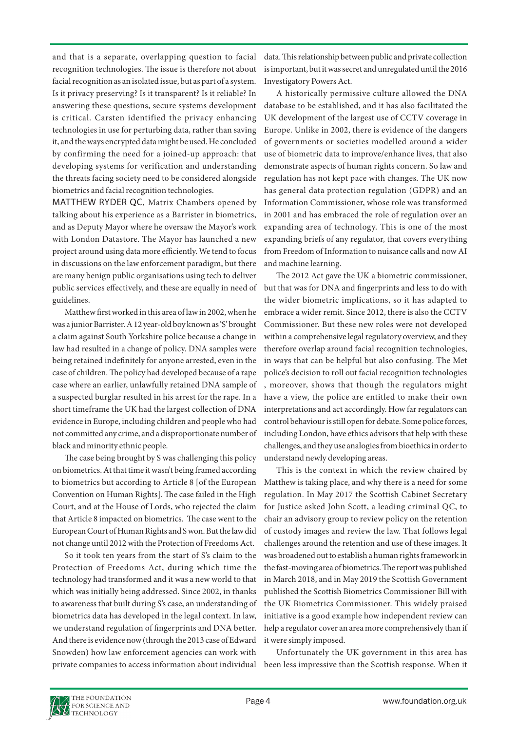and that is a separate, overlapping question to facial recognition technologies. The issue is therefore not about facial recognition as an isolated issue, but as part of a system. Is it privacy preserving? Is it transparent? Is it reliable? In answering these questions, secure systems development is critical. Carsten identified the privacy enhancing technologies in use for perturbing data, rather than saving it, and the ways encrypted data might be used. He concluded by confirming the need for a joined-up approach: that developing systems for verification and understanding the threats facing society need to be considered alongside biometrics and facial recognition technologies.

MATTHEW RYDER QC, Matrix Chambers opened by talking about his experience as a Barrister in biometrics, and as Deputy Mayor where he oversaw the Mayor's work with London Datastore. The Mayor has launched a new project around using data more efficiently. We tend to focus in discussions on the law enforcement paradigm, but there are many benign public organisations using tech to deliver public services effectively, and these are equally in need of guidelines.

Matthew first worked in this area of law in 2002, when he was a junior Barrister. A 12 year-old boy known as 'S' brought a claim against South Yorkshire police because a change in law had resulted in a change of policy. DNA samples were being retained indefinitely for anyone arrested, even in the case of children. The policy had developed because of a rape case where an earlier, unlawfully retained DNA sample of a suspected burglar resulted in his arrest for the rape. In a short timeframe the UK had the largest collection of DNA evidence in Europe, including children and people who had not committed any crime, and a disproportionate number of black and minority ethnic people.

The case being brought by S was challenging this policy on biometrics. At that time it wasn't being framed according to biometrics but according to Article 8 [of the European Convention on Human Rights]. The case failed in the High Court, and at the House of Lords, who rejected the claim that Article 8 impacted on biometrics. The case went to the European Court of Human Rights and S won. But the law did not change until 2012 with the Protection of Freedoms Act.

So it took ten years from the start of S's claim to the Protection of Freedoms Act, during which time the technology had transformed and it was a new world to that which was initially being addressed. Since 2002, in thanks to awareness that built during S's case, an understanding of biometrics data has developed in the legal context. In law, we understand regulation of fingerprints and DNA better. And there is evidence now (through the 2013 case of Edward Snowden) how law enforcement agencies can work with private companies to access information about individual data. This relationship between public and private collection is important, but it was secret and unregulated until the 2016 Investigatory Powers Act.

A historically permissive culture allowed the DNA database to be established, and it has also facilitated the UK development of the largest use of CCTV coverage in Europe. Unlike in 2002, there is evidence of the dangers of governments or societies modelled around a wider use of biometric data to improve/enhance lives, that also demonstrate aspects of human rights concern. So law and regulation has not kept pace with changes. The UK now has general data protection regulation (GDPR) and an Information Commissioner, whose role was transformed in 2001 and has embraced the role of regulation over an expanding area of technology. This is one of the most expanding briefs of any regulator, that covers everything from Freedom of Information to nuisance calls and now AI and machine learning.

The 2012 Act gave the UK a biometric commissioner, but that was for DNA and fingerprints and less to do with the wider biometric implications, so it has adapted to embrace a wider remit. Since 2012, there is also the CCTV Commissioner. But these new roles were not developed within a comprehensive legal regulatory overview, and they therefore overlap around facial recognition technologies, in ways that can be helpful but also confusing. The Met police's decision to roll out facial recognition technologies , moreover, shows that though the regulators might have a view, the police are entitled to make their own interpretations and act accordingly. How far regulators can control behaviour is still open for debate. Some police forces, including London, have ethics advisors that help with these challenges, and they use analogies from bioethics in order to understand newly developing areas.

This is the context in which the review chaired by Matthew is taking place, and why there is a need for some regulation. In May 2017 the Scottish Cabinet Secretary for Justice asked John Scott, a leading criminal QC, to chair an advisory group to review policy on the retention of custody images and review the law. That follows legal challenges around the retention and use of these images. It was broadened out to establish a human rights framework in the fast-moving area of biometrics. The report was published in March 2018, and in May 2019 the Scottish Government published the Scottish Biometrics Commissioner Bill with the UK Biometrics Commissioner. This widely praised initiative is a good example how independent review can help a regulator cover an area more comprehensively than if it were simply imposed.

Unfortunately the UK government in this area has been less impressive than the Scottish response. When it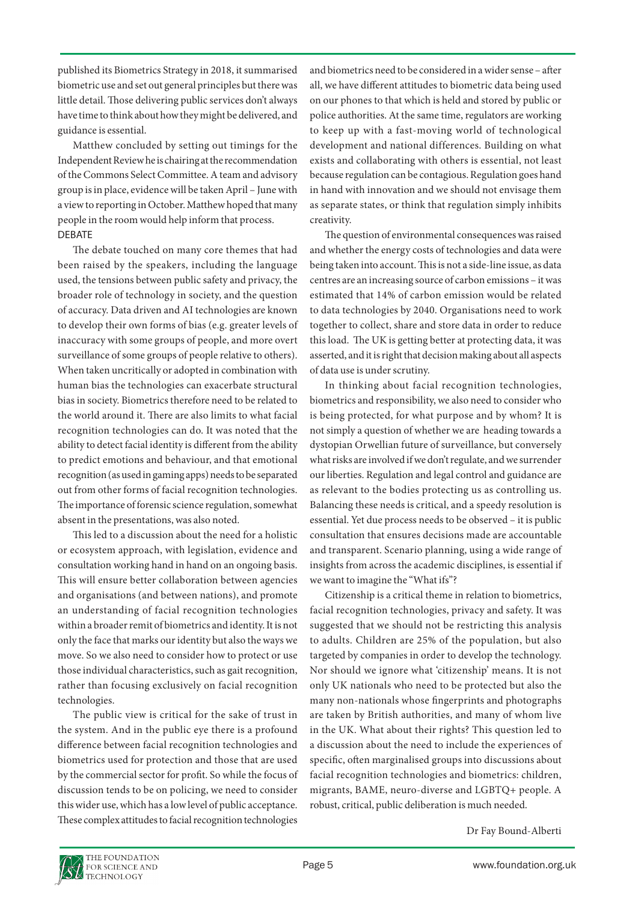published its Biometrics Strategy in 2018, it summarised biometric use and set out general principles but there was little detail. Those delivering public services don't always have time to think about how they might be delivered, and guidance is essential.

Matthew concluded by setting out timings for the Independent Review he is chairing at the recommendation of the Commons Select Committee. A team and advisory group is in place, evidence will be taken April – June with a view to reporting in October. Matthew hoped that many people in the room would help inform that process.

## DEBATE

The debate touched on many core themes that had been raised by the speakers, including the language used, the tensions between public safety and privacy, the broader role of technology in society, and the question of accuracy. Data driven and AI technologies are known to develop their own forms of bias (e.g. greater levels of inaccuracy with some groups of people, and more overt surveillance of some groups of people relative to others). When taken uncritically or adopted in combination with human bias the technologies can exacerbate structural bias in society. Biometrics therefore need to be related to the world around it. There are also limits to what facial recognition technologies can do. It was noted that the ability to detect facial identity is different from the ability to predict emotions and behaviour, and that emotional recognition (as used in gaming apps) needs to be separated out from other forms of facial recognition technologies. The importance of forensic science regulation, somewhat absent in the presentations, was also noted.

This led to a discussion about the need for a holistic or ecosystem approach, with legislation, evidence and consultation working hand in hand on an ongoing basis. This will ensure better collaboration between agencies and organisations (and between nations), and promote an understanding of facial recognition technologies within a broader remit of biometrics and identity. It is not only the face that marks our identity but also the ways we move. So we also need to consider how to protect or use those individual characteristics, such as gait recognition, rather than focusing exclusively on facial recognition technologies.

The public view is critical for the sake of trust in the system. And in the public eye there is a profound difference between facial recognition technologies and biometrics used for protection and those that are used by the commercial sector for profit. So while the focus of discussion tends to be on policing, we need to consider this wider use, which has a low level of public acceptance. These complex attitudes to facial recognition technologies and biometrics need to be considered in a wider sense – after all, we have different attitudes to biometric data being used on our phones to that which is held and stored by public or police authorities. At the same time, regulators are working to keep up with a fast-moving world of technological development and national differences. Building on what exists and collaborating with others is essential, not least because regulation can be contagious. Regulation goes hand in hand with innovation and we should not envisage them as separate states, or think that regulation simply inhibits creativity.

The question of environmental consequences was raised and whether the energy costs of technologies and data were being taken into account. This is not a side-line issue, as data centres are an increasing source of carbon emissions – it was estimated that 14% of carbon emission would be related to data technologies by 2040. Organisations need to work together to collect, share and store data in order to reduce this load. The UK is getting better at protecting data, it was asserted, and it is right that decision making about all aspects of data use is under scrutiny.

In thinking about facial recognition technologies, biometrics and responsibility, we also need to consider who is being protected, for what purpose and by whom? It is not simply a question of whether we are heading towards a dystopian Orwellian future of surveillance, but conversely what risks are involved if we don't regulate, and we surrender our liberties. Regulation and legal control and guidance are as relevant to the bodies protecting us as controlling us. Balancing these needs is critical, and a speedy resolution is essential. Yet due process needs to be observed – it is public consultation that ensures decisions made are accountable and transparent. Scenario planning, using a wide range of insights from across the academic disciplines, is essential if we want to imagine the "What ifs"?

Citizenship is a critical theme in relation to biometrics, facial recognition technologies, privacy and safety. It was suggested that we should not be restricting this analysis to adults. Children are 25% of the population, but also targeted by companies in order to develop the technology. Nor should we ignore what 'citizenship' means. It is not only UK nationals who need to be protected but also the many non-nationals whose fingerprints and photographs are taken by British authorities, and many of whom live in the UK. What about their rights? This question led to a discussion about the need to include the experiences of specific, often marginalised groups into discussions about facial recognition technologies and biometrics: children, migrants, BAME, neuro-diverse and LGBTQ+ people. A robust, critical, public deliberation is much needed.

Dr Fay Bound-Alberti